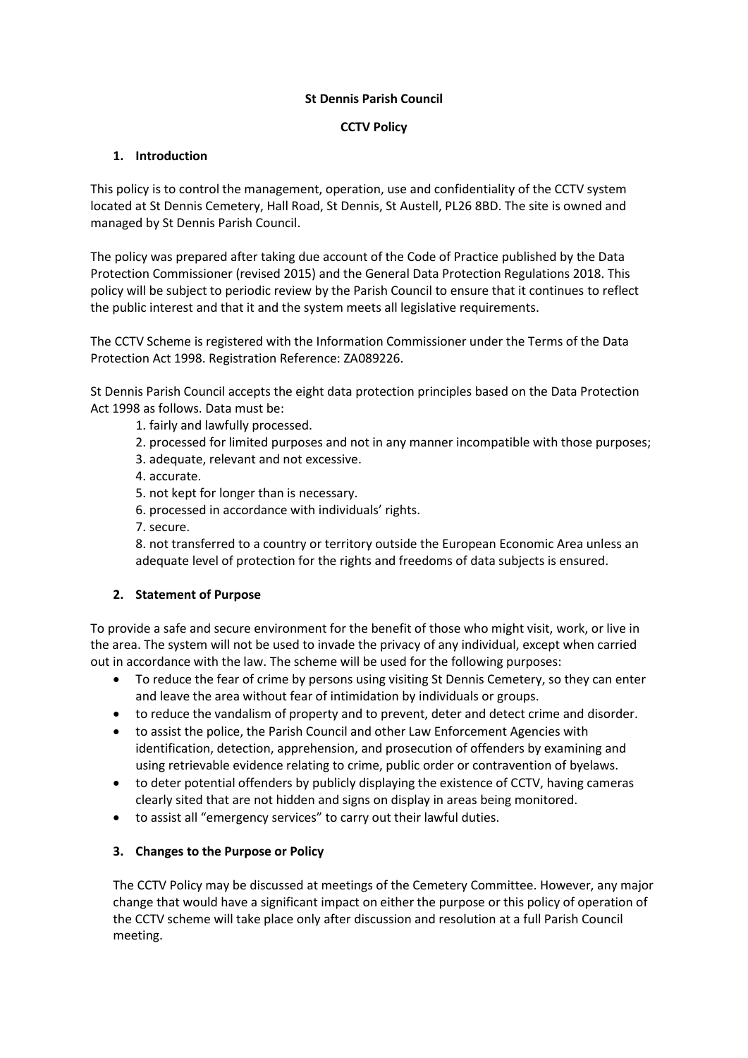**St Dennis Parish Council**

**CCTV Policy**

## 1. Introduction

This policy is to control the management, operation, use and confidentiality of the CCTV system located at St Dennis Cemetery, Hall Road, St Dennis, St Austell, PL26 8BD. The site is owned and managed by St Dennis Parish Council.

The policy was prepared after taking due account of the Code of Practice published by the Data Protection Commissioner (revised 2015) and the General Data Protection Regulations 2018. This policy will be subject to periodic review by the Parish Council to ensure that it continues to reflect the public interest and that it and the system meets all legislative requirements.

The CCTV Scheme is registered with the Information Commissioner under the Terms of the Data Protection Act 1998. Registration Reference: ZA089226.

St Dennis Parish Council accepts the eight data protection principles based on the Data Protection Act 1998 as follows. Data must be:

1. fairly and lawfully processed.
2. processed for limited purposes and not in any manner incompatible with those purposes;
3. adequate, relevant and not excessive.
4. accurate.
5. not kept for longer than is necessary.
6. processed in accordance with individuals' rights.
7. secure.
8. not transferred to a country or territory outside the European Economic Area unless an adequate level of protection for the rights and freedoms of data subjects is ensured.

## 2. Statement of Purpose

To provide a safe and secure environment for the benefit of those who might visit, work, or live in the area. The system will not be used to invade the privacy of any individual, except when carried out in accordance with the law. The scheme will be used for the following purposes:

- To reduce the fear of crime by persons using visiting St Dennis Cemetery, so they can enter and leave the area without fear of intimidation by individuals or groups.
- to reduce the vandalism of property and to prevent, deter and detect crime and disorder.
- to assist the police, the Parish Council and other Law Enforcement Agencies with identification, detection, apprehension, and prosecution of offenders by examining and using retrievable evidence relating to crime, public order or contravention of byelaws.
- to deter potential offenders by publicly displaying the existence of CCTV, having cameras clearly sited that are not hidden and signs on display in areas being monitored.
- to assist all "emergency services" to carry out their lawful duties.

## 3. Changes to the Purpose or Policy

The CCTV Policy may be discussed at meetings of the Cemetery Committee. However, any major change that would have a significant impact on either the purpose or this policy of operation of the CCTV scheme will take place only after discussion and resolution at a full Parish Council meeting.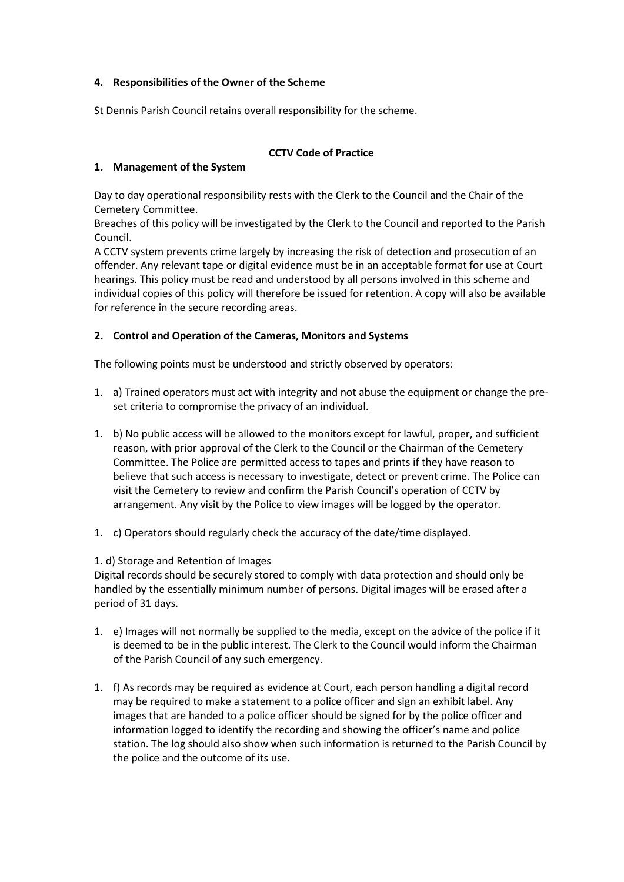#### 4. Responsibilities of the Owner of the Scheme

St Dennis Parish Council retains overall responsibility for the scheme.

## CCTV Code of Practice

#### 1. Management of the System

Day to day operational responsibility rests with the Clerk to the Council and the Chair of the Cemetery Committee.
Breaches of this policy will be investigated by the Clerk to the Council and reported to the Parish Council.
A CCTV system prevents crime largely by increasing the risk of detection and prosecution of an offender. Any relevant tape or digital evidence must be in an acceptable format for use at Court hearings. This policy must be read and understood by all persons involved in this scheme and individual copies of this policy will therefore be issued for retention. A copy will also be available for reference in the secure recording areas.

#### 2. Control and Operation of the Cameras, Monitors and Systems

The following points must be understood and strictly observed by operators:

1. a) Trained operators must act with integrity and not abuse the equipment or change the pre-set criteria to compromise the privacy of an individual.

1. b) No public access will be allowed to the monitors except for lawful, proper, and sufficient reason, with prior approval of the Clerk to the Council or the Chairman of the Cemetery Committee. The Police are permitted access to tapes and prints if they have reason to believe that such access is necessary to investigate, detect or prevent crime. The Police can visit the Cemetery to review and confirm the Parish Council's operation of CCTV by arrangement. Any visit by the Police to view images will be logged by the operator.

1. c) Operators should regularly check the accuracy of the date/time displayed.

1. d) Storage and Retention of Images
Digital records should be securely stored to comply with data protection and should only be handled by the essentially minimum number of persons. Digital images will be erased after a period of 31 days.

1. e) Images will not normally be supplied to the media, except on the advice of the police if it is deemed to be in the public interest. The Clerk to the Council would inform the Chairman of the Parish Council of any such emergency.

1. f) As records may be required as evidence at Court, each person handling a digital record may be required to make a statement to a police officer and sign an exhibit label. Any images that are handed to a police officer should be signed for by the police officer and information logged to identify the recording and showing the officer's name and police station. The log should also show when such information is returned to the Parish Council by the police and the outcome of its use.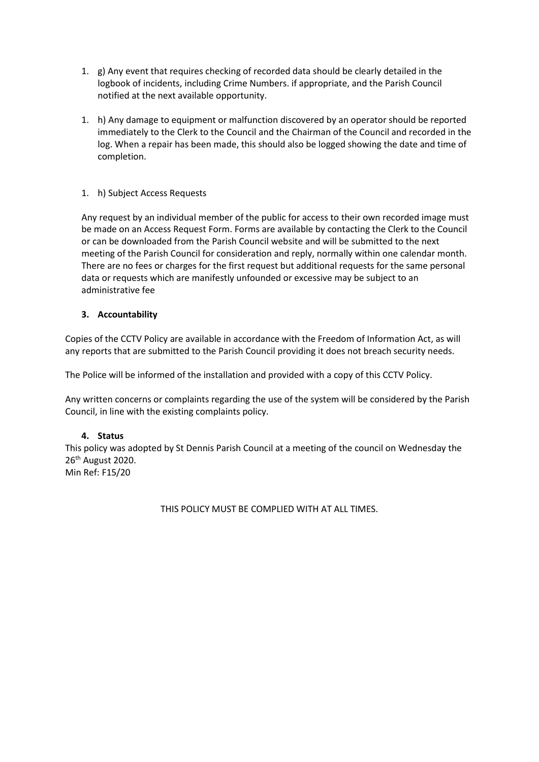1. g) Any event that requires checking of recorded data should be clearly detailed in the logbook of incidents, including Crime Numbers. if appropriate, and the Parish Council notified at the next available opportunity.

1. h) Any damage to equipment or malfunction discovered by an operator should be reported immediately to the Clerk to the Council and the Chairman of the Council and recorded in the log. When a repair has been made, this should also be logged showing the date and time of completion.

1. h) Subject Access Requests

   Any request by an individual member of the public for access to their own recorded image must be made on an Access Request Form. Forms are available by contacting the Clerk to the Council or can be downloaded from the Parish Council website and will be submitted to the next meeting of the Parish Council for consideration and reply, normally within one calendar month. There are no fees or charges for the first request but additional requests for the same personal data or requests which are manifestly unfounded or excessive may be subject to an administrative fee

### 3. Accountability

Copies of the CCTV Policy are available in accordance with the Freedom of Information Act, as will any reports that are submitted to the Parish Council providing it does not breach security needs.

The Police will be informed of the installation and provided with a copy of this CCTV Policy.

Any written concerns or complaints regarding the use of the system will be considered by the Parish Council, in line with the existing complaints policy.

### 4. Status

This policy was adopted by St Dennis Parish Council at a meeting of the council on Wednesday the 26th August 2020.
Min Ref: F15/20

THIS POLICY MUST BE COMPLIED WITH AT ALL TIMES.